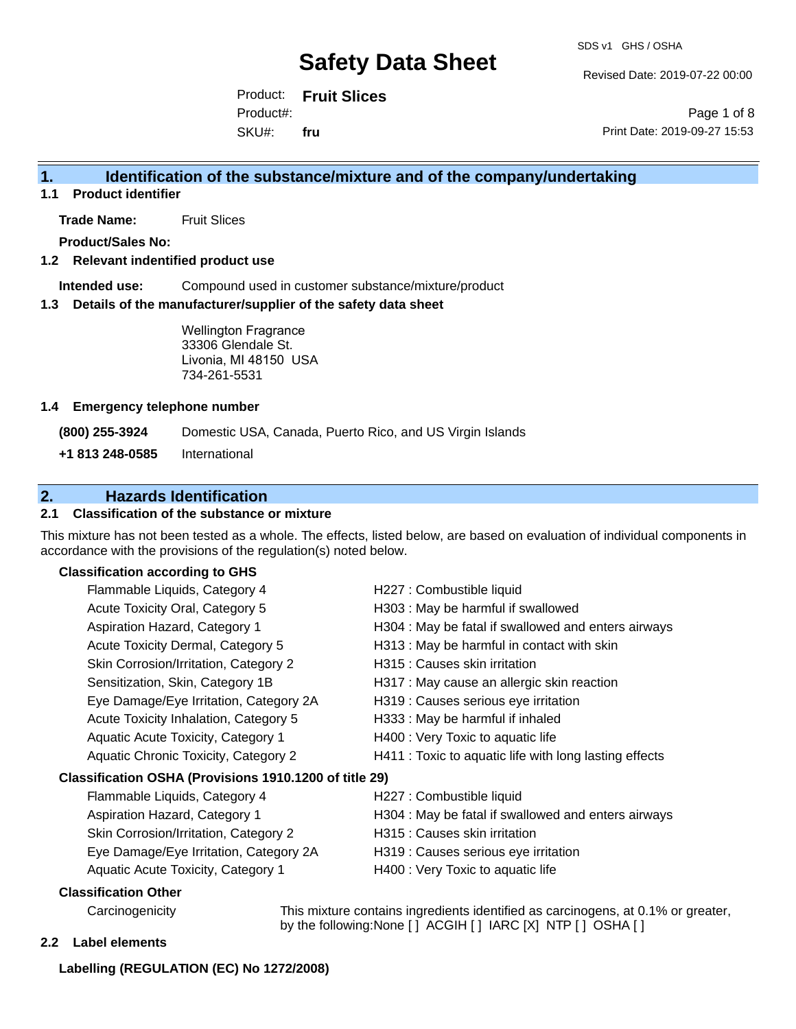# Safety Data Sheet

SDS v1 GHS / OSHA

Revised Date: 2019-07-22 00:00

Product: **Fruit Slices**

Product#:

SKU#: **fru**

Print Date: 2019-09-27 15:53

## 1. Identification of the substance/mixture and of the company/undertaking

### 1.1 Product identifier

**Trade Name:** Fruit Slices

**Product/Sales No:**

### 1.2 Relevant indentified product use

**Intended use:** Compound used in customer substance/mixture/product

### 1.3 Details of the manufacturer/supplier of the safety data sheet

Wellington Fragrance
33306 Glendale St.
Livonia, MI 48150 USA
734-261-5531

### 1.4 Emergency telephone number

**(800) 255-3924** Domestic USA, Canada, Puerto Rico, and US Virgin Islands

**+1 813 248-0585** International

## 2. Hazards Identification

### 2.1 Classification of the substance or mixture

This mixture has not been tested as a whole. The effects, listed below, are based on evaluation of individual components in accordance with the provisions of the regulation(s) noted below.

**Classification according to GHS**

| | |
|---|---|
| Flammable Liquids, Category 4 | H227 : Combustible liquid |
| Acute Toxicity Oral, Category 5 | H303 : May be harmful if swallowed |
| Aspiration Hazard, Category 1 | H304 : May be fatal if swallowed and enters airways |
| Acute Toxicity Dermal, Category 5 | H313 : May be harmful in contact with skin |
| Skin Corrosion/Irritation, Category 2 | H315 : Causes skin irritation |
| Sensitization, Skin, Category 1B | H317 : May cause an allergic skin reaction |
| Eye Damage/Eye Irritation, Category 2A | H319 : Causes serious eye irritation |
| Acute Toxicity Inhalation, Category 5 | H333 : May be harmful if inhaled |
| Aquatic Acute Toxicity, Category 1 | H400 : Very Toxic to aquatic life |
| Aquatic Chronic Toxicity, Category 2 | H411 : Toxic to aquatic life with long lasting effects |

**Classification OSHA (Provisions 1910.1200 of title 29)**

| | |
|---|---|
| Flammable Liquids, Category 4 | H227 : Combustible liquid |
| Aspiration Hazard, Category 1 | H304 : May be fatal if swallowed and enters airways |
| Skin Corrosion/Irritation, Category 2 | H315 : Causes skin irritation |
| Eye Damage/Eye Irritation, Category 2A | H319 : Causes serious eye irritation |
| Aquatic Acute Toxicity, Category 1 | H400 : Very Toxic to aquatic life |

**Classification Other**

Carcinogenicity: This mixture contains ingredients identified as carcinogens, at 0.1% or greater, by the following:None [ ] ACGIH [ ] IARC [X] NTP [ ] OSHA [ ]

### 2.2 Label elements

**Labelling (REGULATION (EC) No 1272/2008)**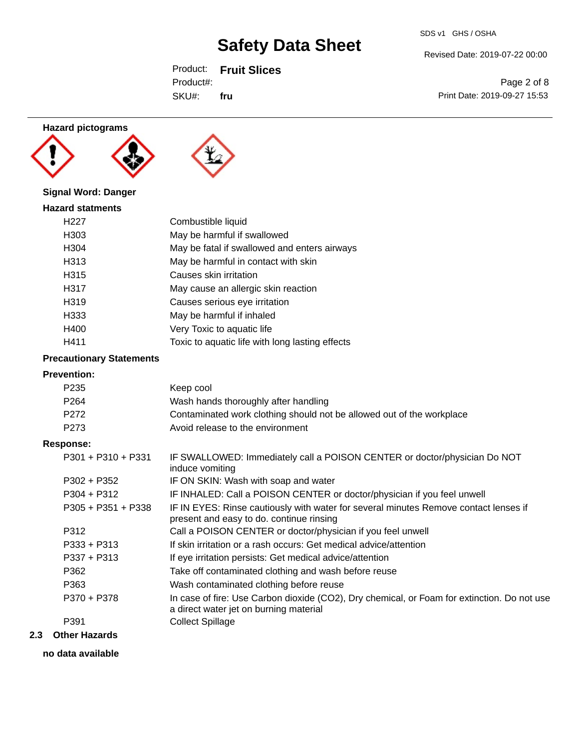**Hazard pictograms**

**Signal Word: Danger**

**Hazard statments**

| | |
|---|---|
| H227 | Combustible liquid |
| H303 | May be harmful if swallowed |
| H304 | May be fatal if swallowed and enters airways |
| H313 | May be harmful in contact with skin |
| H315 | Causes skin irritation |
| H317 | May cause an allergic skin reaction |
| H319 | Causes serious eye irritation |
| H333 | May be harmful if inhaled |
| H400 | Very Toxic to aquatic life |
| H411 | Toxic to aquatic life with long lasting effects |

**Precautionary Statements**

**Prevention:**

| | |
|---|---|
| P235 | Keep cool |
| P264 | Wash hands thoroughly after handling |
| P272 | Contaminated work clothing should not be allowed out of the workplace |
| P273 | Avoid release to the environment |

**Response:**

| | |
|---|---|
| P301 + P310 + P331 | IF SWALLOWED: Immediately call a POISON CENTER or doctor/physician Do NOT induce vomiting |
| P302 + P352 | IF ON SKIN: Wash with soap and water |
| P304 + P312 | IF INHALED: Call a POISON CENTER or doctor/physician if you feel unwell |
| P305 + P351 + P338 | IF IN EYES: Rinse cautiously with water for several minutes Remove contact lenses if present and easy to do. continue rinsing |
| P312 | Call a POISON CENTER or doctor/physician if you feel unwell |
| P333 + P313 | If skin irritation or a rash occurs: Get medical advice/attention |
| P337 + P313 | If eye irritation persists: Get medical advice/attention |
| P362 | Take off contaminated clothing and wash before reuse |
| P363 | Wash contaminated clothing before reuse |
| P370 + P378 | In case of fire: Use Carbon dioxide ($CO_2$), Dry chemical, or Foam for extinction. Do not use a direct water jet on burning material |
| P391 | Collect Spillage |

## 2.3 Other Hazards

**no data available**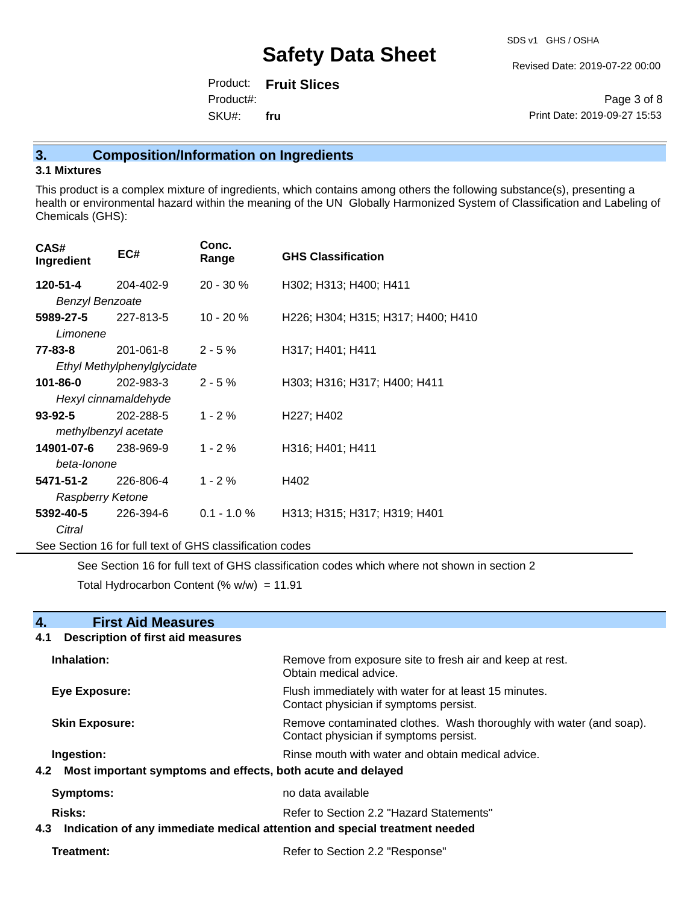## 3. Composition/Information on Ingredients

### 3.1 Mixtures

This product is a complex mixture of ingredients, which contains among others the following substance(s), presenting a health or environmental hazard within the meaning of the UN Globally Harmonized System of Classification and Labeling of Chemicals (GHS):

| CAS# Ingredient | EC# | Conc. Range | GHS Classification |
|---|---|---|---|
| **120-51-4** *Benzyl Benzoate* | 204-402-9 | 20 - 30 % | H302; H313; H400; H411 |
| **5989-27-5** *Limonene* | 227-813-5 | 10 - 20 % | H226; H304; H315; H317; H400; H410 |
| **77-83-8** *Ethyl Methylphenylglycidate* | 201-061-8 | 2 - 5 % | H317; H401; H411 |
| **101-86-0** *Hexyl cinnamaldehyde* | 202-983-3 | 2 - 5 % | H303; H316; H317; H400; H411 |
| **93-92-5** *methylbenzyl acetate* | 202-288-5 | 1 - 2 % | H227; H402 |
| **14901-07-6** *beta-Ionone* | 238-969-9 | 1 - 2 % | H316; H401; H411 |
| **5471-51-2** *Raspberry Ketone* | 226-806-4 | 1 - 2 % | H402 |
| **5392-40-5** *Citral* | 226-394-6 | 0.1 - 1.0 % | H313; H315; H317; H319; H401 |

See Section 16 for full text of GHS classification codes

See Section 16 for full text of GHS classification codes which where not shown in section 2

Total Hydrocarbon Content (% w/w) = 11.91

## 4. First Aid Measures

### 4.1 Description of first aid measures

**Inhalation:** Remove from exposure site to fresh air and keep at rest. Obtain medical advice.

**Eye Exposure:** Flush immediately with water for at least 15 minutes. Contact physician if symptoms persist.

**Skin Exposure:** Remove contaminated clothes. Wash thoroughly with water (and soap). Contact physician if symptoms persist.

**Ingestion:** Rinse mouth with water and obtain medical advice.

### 4.2 Most important symptoms and effects, both acute and delayed

**Symptoms:** no data available

**Risks:** Refer to Section 2.2 "Hazard Statements"

### 4.3 Indication of any immediate medical attention and special treatment needed

**Treatment:** Refer to Section 2.2 "Response"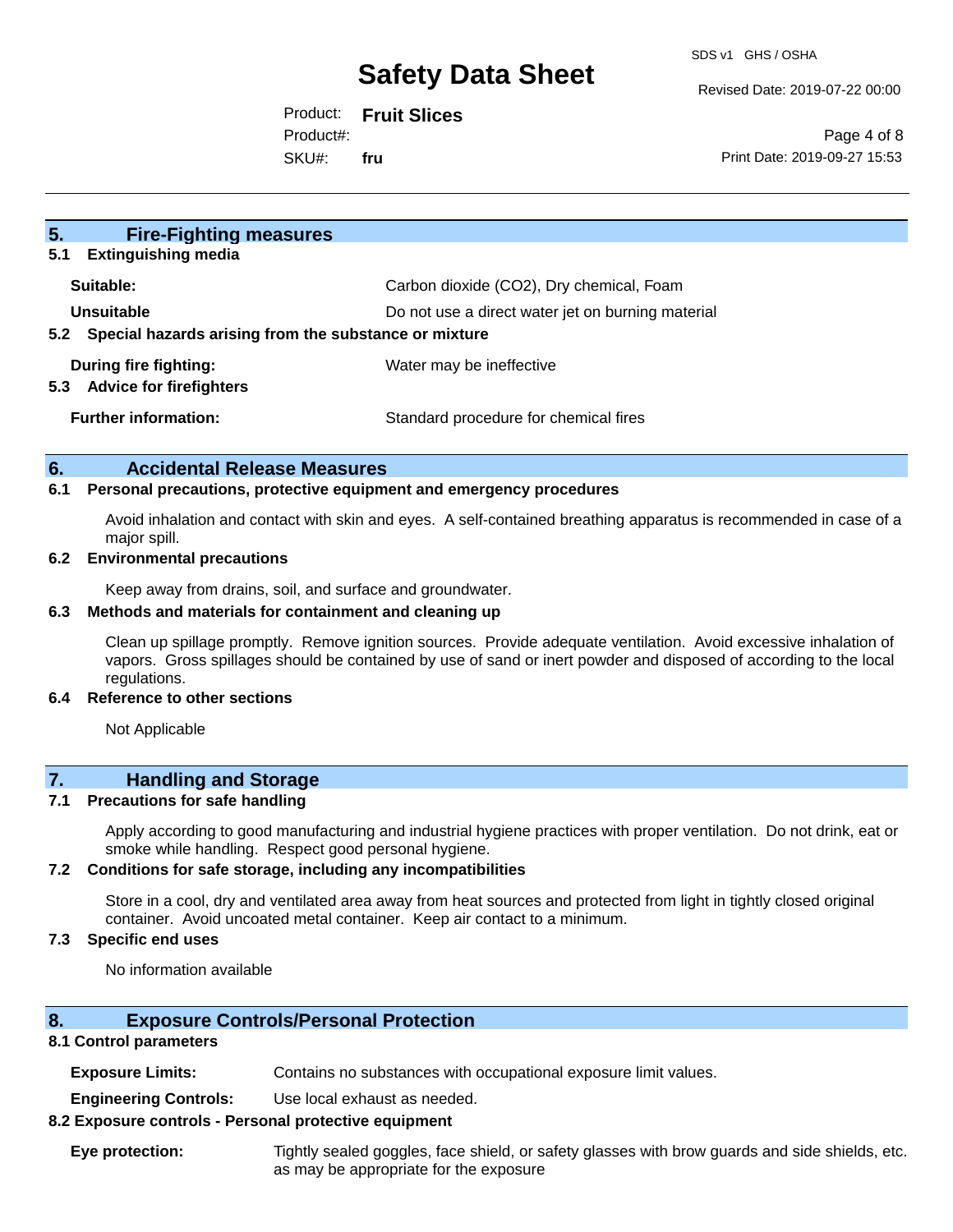## 5. Fire-Fighting measures

### 5.1 Extinguishing media

| | |
|---|---|
| **Suitable:** | Carbon dioxide ($CO_2$), Dry chemical, Foam |
| **Unsuitable** | Do not use a direct water jet on burning material |

### 5.2 Special hazards arising from the substance or mixture

| | |
|---|---|
| **During fire fighting:** | Water may be ineffective |

### 5.3 Advice for firefighters

| | |
|---|---|
| **Further information:** | Standard procedure for chemical fires |

## 6. Accidental Release Measures

### 6.1 Personal precautions, protective equipment and emergency procedures

Avoid inhalation and contact with skin and eyes. A self-contained breathing apparatus is recommended in case of a major spill.

### 6.2 Environmental precautions

Keep away from drains, soil, and surface and groundwater.

### 6.3 Methods and materials for containment and cleaning up

Clean up spillage promptly. Remove ignition sources. Provide adequate ventilation. Avoid excessive inhalation of vapors. Gross spillages should be contained by use of sand or inert powder and disposed of according to the local regulations.

### 6.4 Reference to other sections

Not Applicable

## 7. Handling and Storage

### 7.1 Precautions for safe handling

Apply according to good manufacturing and industrial hygiene practices with proper ventilation. Do not drink, eat or smoke while handling. Respect good personal hygiene.

### 7.2 Conditions for safe storage, including any incompatibilities

Store in a cool, dry and ventilated area away from heat sources and protected from light in tightly closed original container. Avoid uncoated metal container. Keep air contact to a minimum.

### 7.3 Specific end uses

No information available

## 8. Exposure Controls/Personal Protection

### 8.1 Control parameters

| | |
|---|---|
| **Exposure Limits:** | Contains no substances with occupational exposure limit values. |
| **Engineering Controls:** | Use local exhaust as needed. |

### 8.2 Exposure controls - Personal protective equipment

| | |
|---|---|
| **Eye protection:** | Tightly sealed goggles, face shield, or safety glasses with brow guards and side shields, etc. as may be appropriate for the exposure |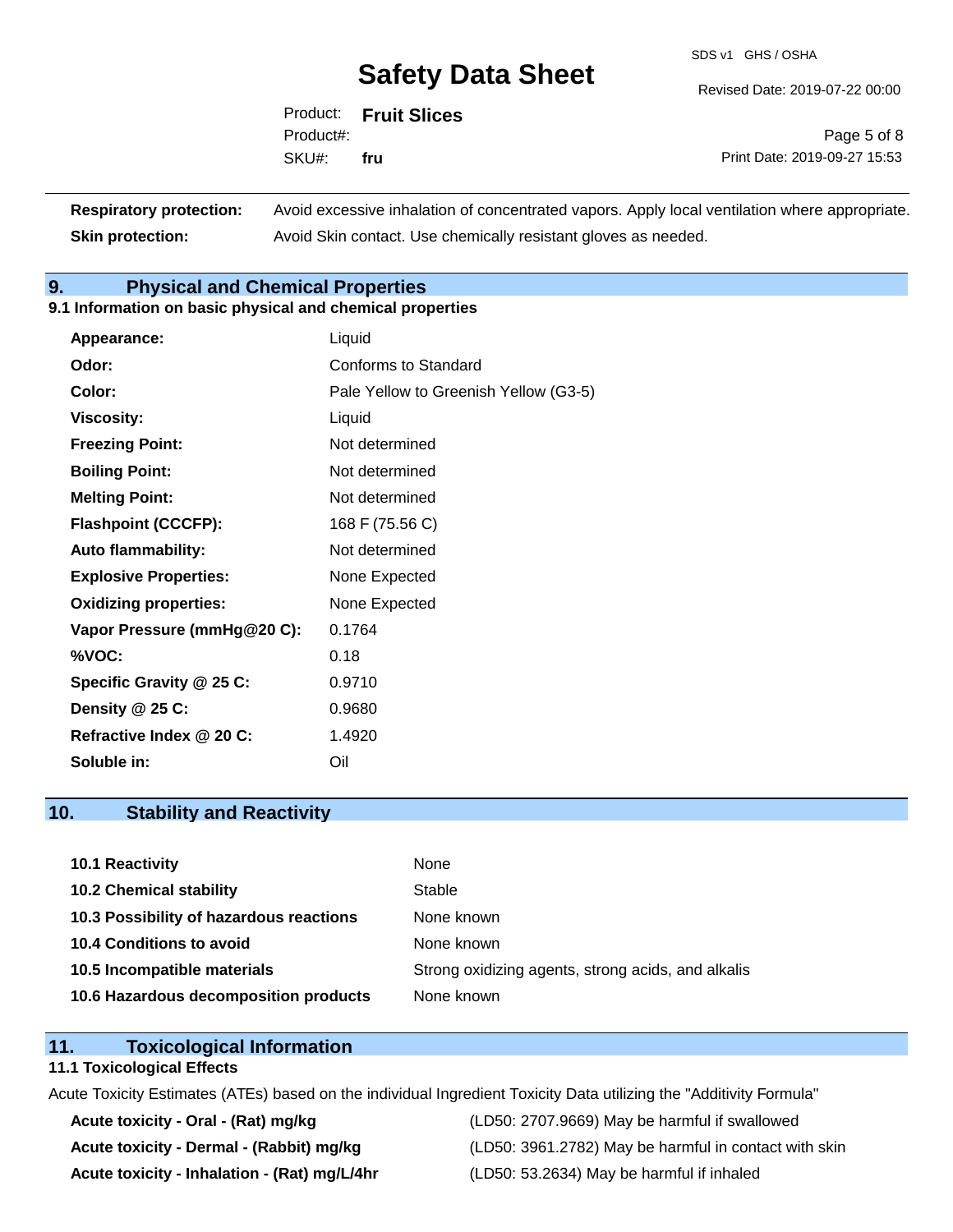| | |
|---|---|
| **Respiratory protection:** | Avoid excessive inhalation of concentrated vapors. Apply local ventilation where appropriate. |
| **Skin protection:** | Avoid Skin contact. Use chemically resistant gloves as needed. |

## 9. Physical and Chemical Properties

### 9.1 Information on basic physical and chemical properties

| | |
|---|---|
| **Appearance:** | Liquid |
| **Odor:** | Conforms to Standard |
| **Color:** | Pale Yellow to Greenish Yellow (G3-5) |
| **Viscosity:** | Liquid |
| **Freezing Point:** | Not determined |
| **Boiling Point:** | Not determined |
| **Melting Point:** | Not determined |
| **Flashpoint (CCCFP):** | 168 F (75.56 C) |
| **Auto flammability:** | Not determined |
| **Explosive Properties:** | None Expected |
| **Oxidizing properties:** | None Expected |
| **Vapor Pressure (mmHg@20 C):** | 0.1764 |
| **%VOC:** | 0.18 |
| **Specific Gravity @ 25 C:** | 0.9710 |
| **Density @ 25 C:** | 0.9680 |
| **Refractive Index @ 20 C:** | 1.4920 |
| **Soluble in:** | Oil |

## 10. Stability and Reactivity

| | |
|---|---|
| **10.1 Reactivity** | None |
| **10.2 Chemical stability** | Stable |
| **10.3 Possibility of hazardous reactions** | None known |
| **10.4 Conditions to avoid** | None known |
| **10.5 Incompatible materials** | Strong oxidizing agents, strong acids, and alkalis |
| **10.6 Hazardous decomposition products** | None known |

## 11. Toxicological Information

### 11.1 Toxicological Effects

Acute Toxicity Estimates (ATEs) based on the individual Ingredient Toxicity Data utilizing the "Additivity Formula"

| | |
|---|---|
| **Acute toxicity - Oral - (Rat) mg/kg** | (LD50: 2707.9669) May be harmful if swallowed |
| **Acute toxicity - Dermal - (Rabbit) mg/kg** | (LD50: 3961.2782) May be harmful in contact with skin |
| **Acute toxicity - Inhalation - (Rat) mg/L/4hr** | (LD50: 53.2634) May be harmful if inhaled |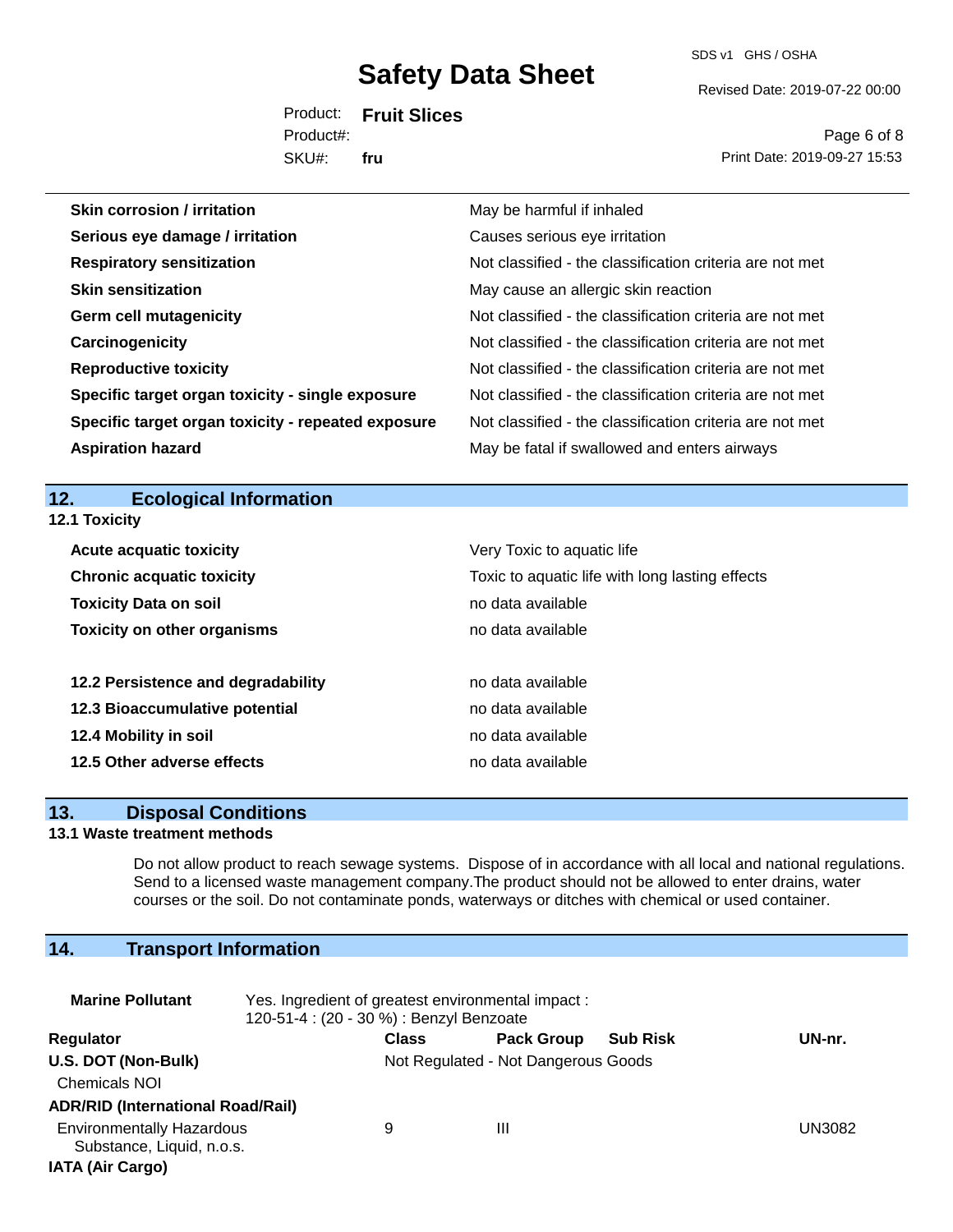| | |
|---|---|
| **Skin corrosion / irritation** | May be harmful if inhaled |
| **Serious eye damage / irritation** | Causes serious eye irritation |
| **Respiratory sensitization** | Not classified - the classification criteria are not met |
| **Skin sensitization** | May cause an allergic skin reaction |
| **Germ cell mutagenicity** | Not classified - the classification criteria are not met |
| **Carcinogenicity** | Not classified - the classification criteria are not met |
| **Reproductive toxicity** | Not classified - the classification criteria are not met |
| **Specific target organ toxicity - single exposure** | Not classified - the classification criteria are not met |
| **Specific target organ toxicity - repeated exposure** | Not classified - the classification criteria are not met |
| **Aspiration hazard** | May be fatal if swallowed and enters airways |

## 12. Ecological Information

**12.1 Toxicity**

| | |
|---|---|
| **Acute acquatic toxicity** | Very Toxic to aquatic life |
| **Chronic acquatic toxicity** | Toxic to aquatic life with long lasting effects |
| **Toxicity Data on soil** | no data available |
| **Toxicity on other organisms** | no data available |

| | |
|---|---|
| **12.2 Persistence and degradability** | no data available |
| **12.3 Bioaccumulative potential** | no data available |
| **12.4 Mobility in soil** | no data available |
| **12.5 Other adverse effects** | no data available |

## 13. Disposal Conditions

**13.1 Waste treatment methods**

Do not allow product to reach sewage systems. Dispose of in accordance with all local and national regulations. Send to a licensed waste management company.The product should not be allowed to enter drains, water courses or the soil. Do not contaminate ponds, waterways or ditches with chemical or used container.

## 14. Transport Information

**Marine Pollutant** Yes. Ingredient of greatest environmental impact : 120-51-4 : (20 - 30 %) : Benzyl Benzoate

| Regulator | Class | Pack Group | Sub Risk | UN-nr. |
|---|---|---|---|---|
| **U.S. DOT (Non-Bulk)** | Not Regulated - Not Dangerous Goods | | | |
| Chemicals NOI | | | | |
| **ADR/RID (International Road/Rail)** | | | | |
| Environmentally Hazardous Substance, Liquid, n.o.s. | 9 | III | | UN3082 |
| **IATA (Air Cargo)** | | | | |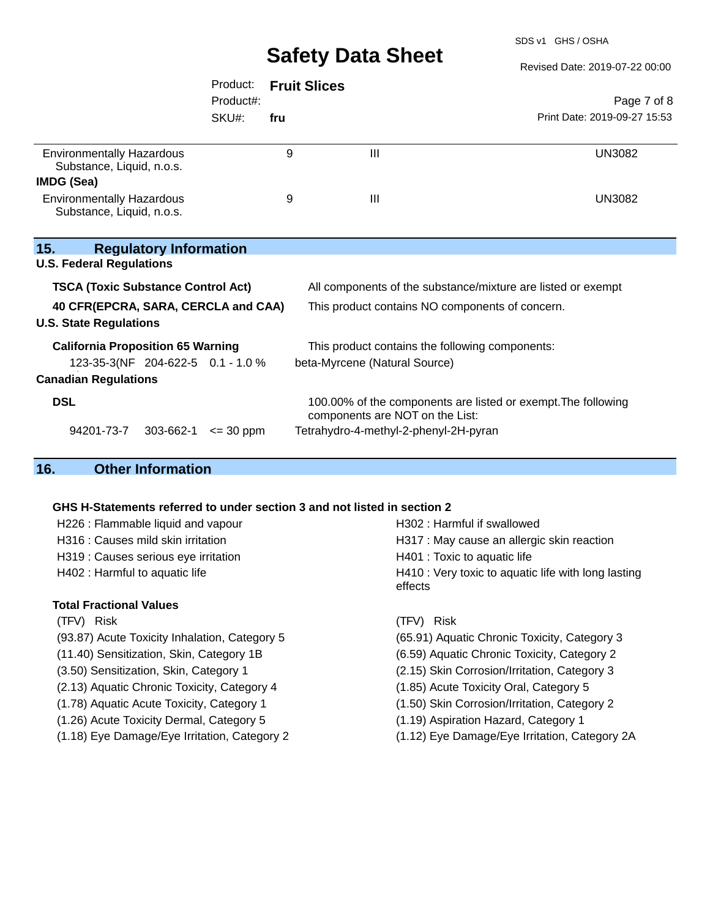| | | | |
|---|---|---|---|
| Environmentally Hazardous Substance, Liquid, n.o.s. | 9 | III | UN3082 |

**IMDG (Sea)**

| | | | |
|---|---|---|---|
| Environmentally Hazardous Substance, Liquid, n.o.s. | 9 | III | UN3082 |

## 15. Regulatory Information

**U.S. Federal Regulations**

**TSCA (Toxic Substance Control Act)** — All components of the substance/mixture are listed or exempt

**40 CFR(EPCRA, SARA, CERCLA and CAA)** — This product contains NO components of concern.

**U.S. State Regulations**

**California Proposition 65 Warning** — This product contains the following components:

| | | | |
|---|---|---|---|
| 123-35-3(NF | 204-622-5 | 0.1 - 1.0 % | beta-Myrcene (Natural Source) |

**Canadian Regulations**

**DSL** — 100.00% of the components are listed or exempt.The following components are NOT on the List:

| | | | |
|---|---|---|---|
| 94201-73-7 | 303-662-1 | <= 30 ppm | Tetrahydro-4-methyl-2-phenyl-2H-pyran |

## 16. Other Information

**GHS H-Statements referred to under section 3 and not listed in section 2**

H226 : Flammable liquid and vapour
H302 : Harmful if swallowed
H316 : Causes mild skin irritation
H317 : May cause an allergic skin reaction
H319 : Causes serious eye irritation
H401 : Toxic to aquatic life
H402 : Harmful to aquatic life
H410 : Very toxic to aquatic life with long lasting effects

**Total Fractional Values**

| (TFV) Risk | (TFV) Risk |
|---|---|
| (93.87) Acute Toxicity Inhalation, Category 5 | (65.91) Aquatic Chronic Toxicity, Category 3 |
| (11.40) Sensitization, Skin, Category 1B | (6.59) Aquatic Chronic Toxicity, Category 2 |
| (3.50) Sensitization, Skin, Category 1 | (2.15) Skin Corrosion/Irritation, Category 3 |
| (2.13) Aquatic Chronic Toxicity, Category 4 | (1.85) Acute Toxicity Oral, Category 5 |
| (1.78) Aquatic Acute Toxicity, Category 1 | (1.50) Skin Corrosion/Irritation, Category 2 |
| (1.26) Acute Toxicity Dermal, Category 5 | (1.19) Aspiration Hazard, Category 1 |
| (1.18) Eye Damage/Eye Irritation, Category 2 | (1.12) Eye Damage/Eye Irritation, Category 2A |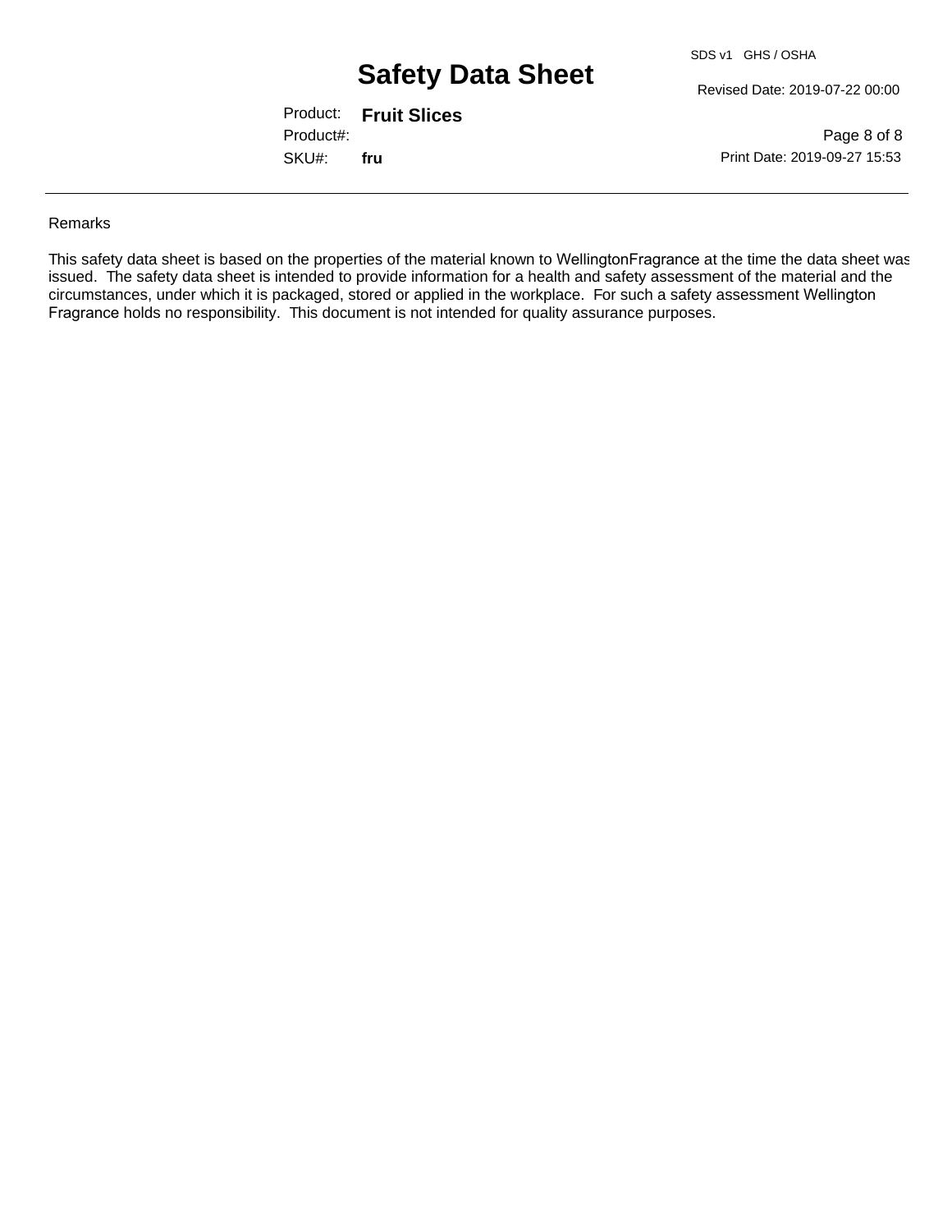## Remarks

This safety data sheet is based on the properties of the material known to WellingtonFragrance at the time the data sheet was issued. The safety data sheet is intended to provide information for a health and safety assessment of the material and the circumstances, under which it is packaged, stored or applied in the workplace. For such a safety assessment Wellington Fragrance holds no responsibility. This document is not intended for quality assurance purposes.